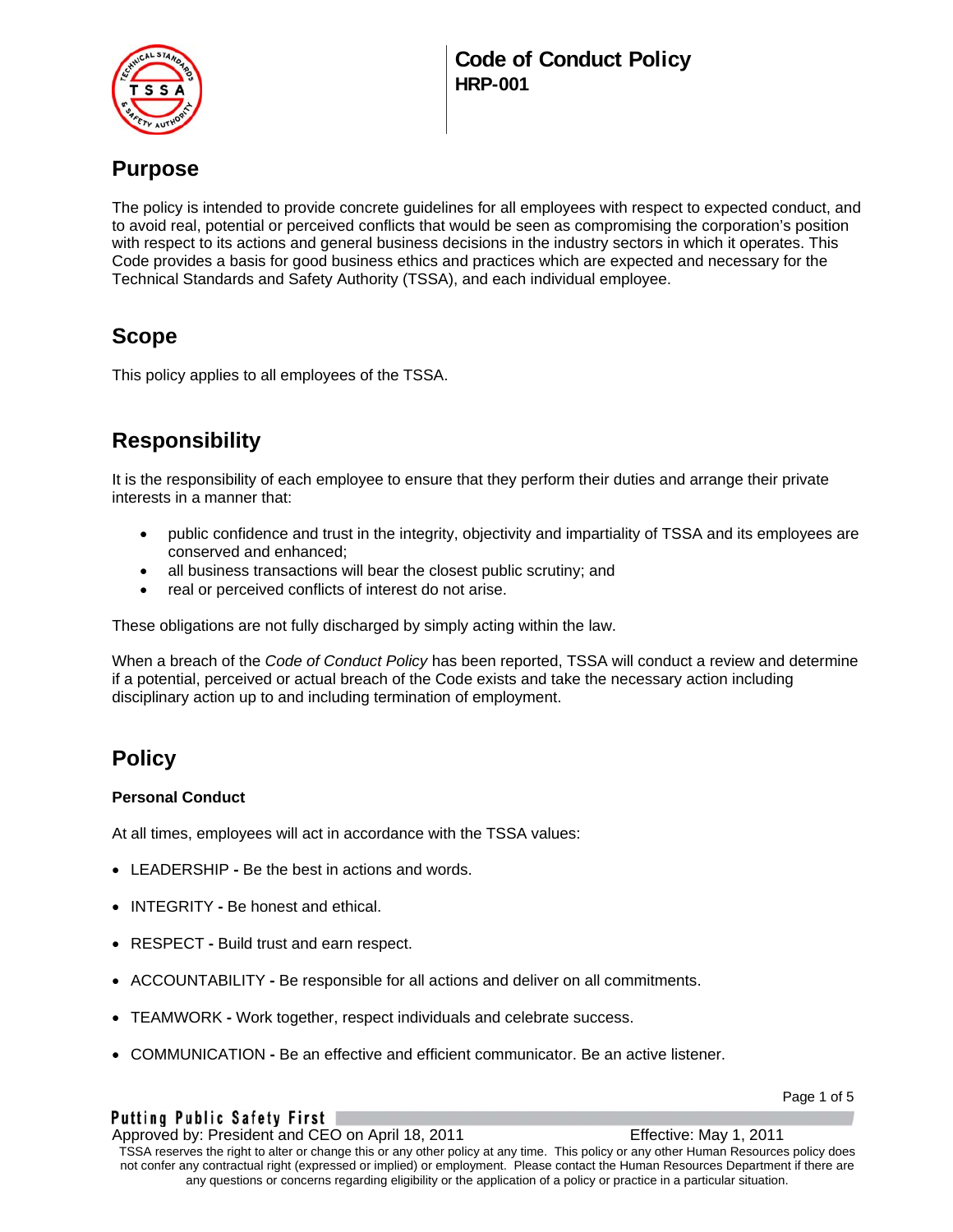# Code of Conduct Policy
**HRP-001**

## Purpose

The policy is intended to provide concrete guidelines for all employees with respect to expected conduct, and to avoid real, potential or perceived conflicts that would be seen as compromising the corporation's position with respect to its actions and general business decisions in the industry sectors in which it operates. This Code provides a basis for good business ethics and practices which are expected and necessary for the Technical Standards and Safety Authority (TSSA), and each individual employee.

## Scope

This policy applies to all employees of the TSSA.

## Responsibility

It is the responsibility of each employee to ensure that they perform their duties and arrange their private interests in a manner that:

- public confidence and trust in the integrity, objectivity and impartiality of TSSA and its employees are conserved and enhanced;
- all business transactions will bear the closest public scrutiny; and
- real or perceived conflicts of interest do not arise.

These obligations are not fully discharged by simply acting within the law.

When a breach of the *Code of Conduct Policy* has been reported, TSSA will conduct a review and determine if a potential, perceived or actual breach of the Code exists and take the necessary action including disciplinary action up to and including termination of employment.

## Policy

### Personal Conduct

At all times, employees will act in accordance with the TSSA values:

- LEADERSHIP **-** Be the best in actions and words.
- INTEGRITY **-** Be honest and ethical.
- RESPECT **-** Build trust and earn respect.
- ACCOUNTABILITY **-** Be responsible for all actions and deliver on all commitments.
- TEAMWORK **-** Work together, respect individuals and celebrate success.
- COMMUNICATION **-** Be an effective and efficient communicator. Be an active listener.

Approved by: President and CEO on April 18, 2011 Effective: May 1, 2011

TSSA reserves the right to alter or change this or any other policy at any time. This policy or any other Human Resources policy does not confer any contractual right (expressed or implied) or employment. Please contact the Human Resources Department if there are any questions or concerns regarding eligibility or the application of a policy or practice in a particular situation.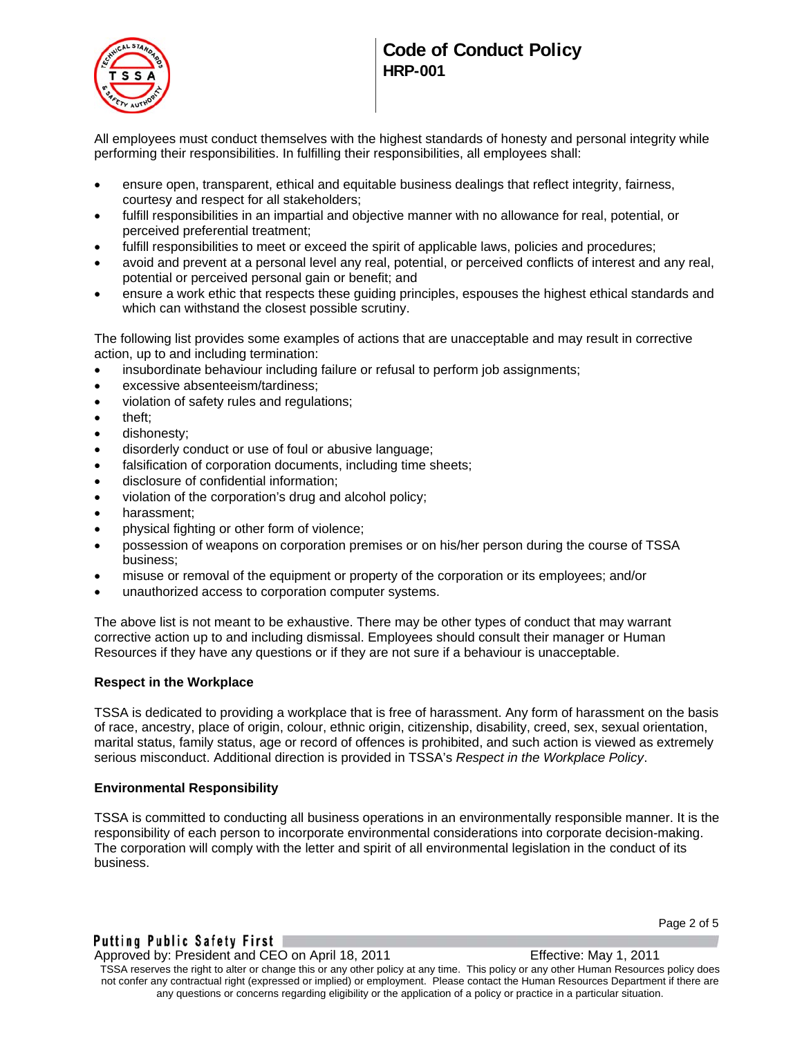All employees must conduct themselves with the highest standards of honesty and personal integrity while performing their responsibilities. In fulfilling their responsibilities, all employees shall:

- ensure open, transparent, ethical and equitable business dealings that reflect integrity, fairness, courtesy and respect for all stakeholders;
- fulfill responsibilities in an impartial and objective manner with no allowance for real, potential, or perceived preferential treatment;
- fulfill responsibilities to meet or exceed the spirit of applicable laws, policies and procedures;
- avoid and prevent at a personal level any real, potential, or perceived conflicts of interest and any real, potential or perceived personal gain or benefit; and
- ensure a work ethic that respects these guiding principles, espouses the highest ethical standards and which can withstand the closest possible scrutiny.

The following list provides some examples of actions that are unacceptable and may result in corrective action, up to and including termination:

- insubordinate behaviour including failure or refusal to perform job assignments;
- excessive absenteeism/tardiness;
- violation of safety rules and regulations;
- theft;
- dishonesty;
- disorderly conduct or use of foul or abusive language;
- falsification of corporation documents, including time sheets;
- disclosure of confidential information;
- violation of the corporation's drug and alcohol policy;
- harassment;
- physical fighting or other form of violence;
- possession of weapons on corporation premises or on his/her person during the course of TSSA business;
- misuse or removal of the equipment or property of the corporation or its employees; and/or
- unauthorized access to corporation computer systems.

The above list is not meant to be exhaustive. There may be other types of conduct that may warrant corrective action up to and including dismissal. Employees should consult their manager or Human Resources if they have any questions or if they are not sure if a behaviour is unacceptable.

**Respect in the Workplace**

TSSA is dedicated to providing a workplace that is free of harassment. Any form of harassment on the basis of race, ancestry, place of origin, colour, ethnic origin, citizenship, disability, creed, sex, sexual orientation, marital status, family status, age or record of offences is prohibited, and such action is viewed as extremely serious misconduct. Additional direction is provided in TSSA's *Respect in the Workplace Policy*.

**Environmental Responsibility**

TSSA is committed to conducting all business operations in an environmentally responsible manner. It is the responsibility of each person to incorporate environmental considerations into corporate decision-making. The corporation will comply with the letter and spirit of all environmental legislation in the conduct of its business.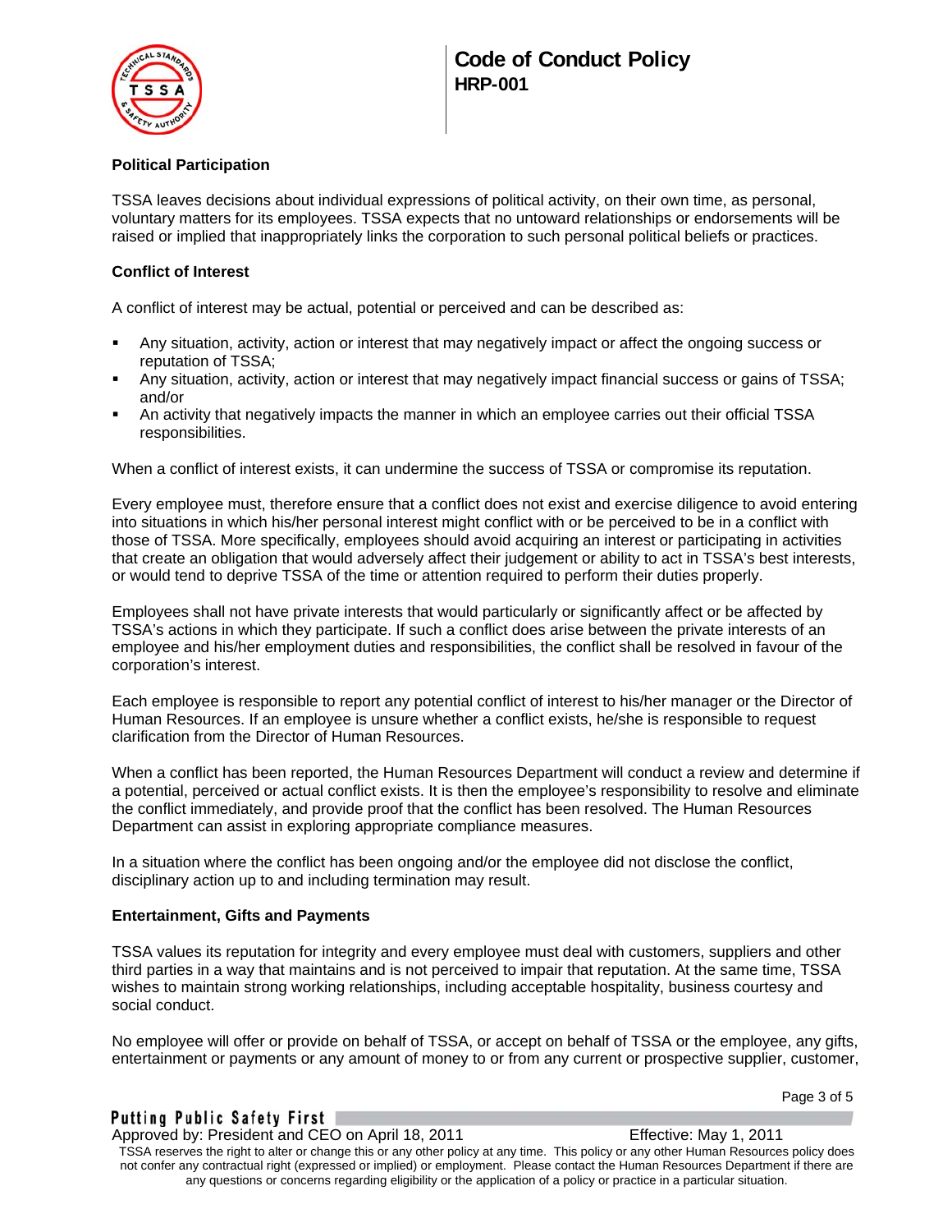## Political Participation

TSSA leaves decisions about individual expressions of political activity, on their own time, as personal, voluntary matters for its employees. TSSA expects that no untoward relationships or endorsements will be raised or implied that inappropriately links the corporation to such personal political beliefs or practices.

## Conflict of Interest

A conflict of interest may be actual, potential or perceived and can be described as:

- Any situation, activity, action or interest that may negatively impact or affect the ongoing success or reputation of TSSA;
- Any situation, activity, action or interest that may negatively impact financial success or gains of TSSA; and/or
- An activity that negatively impacts the manner in which an employee carries out their official TSSA responsibilities.

When a conflict of interest exists, it can undermine the success of TSSA or compromise its reputation.

Every employee must, therefore ensure that a conflict does not exist and exercise diligence to avoid entering into situations in which his/her personal interest might conflict with or be perceived to be in a conflict with those of TSSA. More specifically, employees should avoid acquiring an interest or participating in activities that create an obligation that would adversely affect their judgement or ability to act in TSSA's best interests, or would tend to deprive TSSA of the time or attention required to perform their duties properly.

Employees shall not have private interests that would particularly or significantly affect or be affected by TSSA's actions in which they participate. If such a conflict does arise between the private interests of an employee and his/her employment duties and responsibilities, the conflict shall be resolved in favour of the corporation's interest.

Each employee is responsible to report any potential conflict of interest to his/her manager or the Director of Human Resources. If an employee is unsure whether a conflict exists, he/she is responsible to request clarification from the Director of Human Resources.

When a conflict has been reported, the Human Resources Department will conduct a review and determine if a potential, perceived or actual conflict exists. It is then the employee's responsibility to resolve and eliminate the conflict immediately, and provide proof that the conflict has been resolved. The Human Resources Department can assist in exploring appropriate compliance measures.

In a situation where the conflict has been ongoing and/or the employee did not disclose the conflict, disciplinary action up to and including termination may result.

## Entertainment, Gifts and Payments

TSSA values its reputation for integrity and every employee must deal with customers, suppliers and other third parties in a way that maintains and is not perceived to impair that reputation. At the same time, TSSA wishes to maintain strong working relationships, including acceptable hospitality, business courtesy and social conduct.

No employee will offer or provide on behalf of TSSA, or accept on behalf of TSSA or the employee, any gifts, entertainment or payments or any amount of money to or from any current or prospective supplier, customer,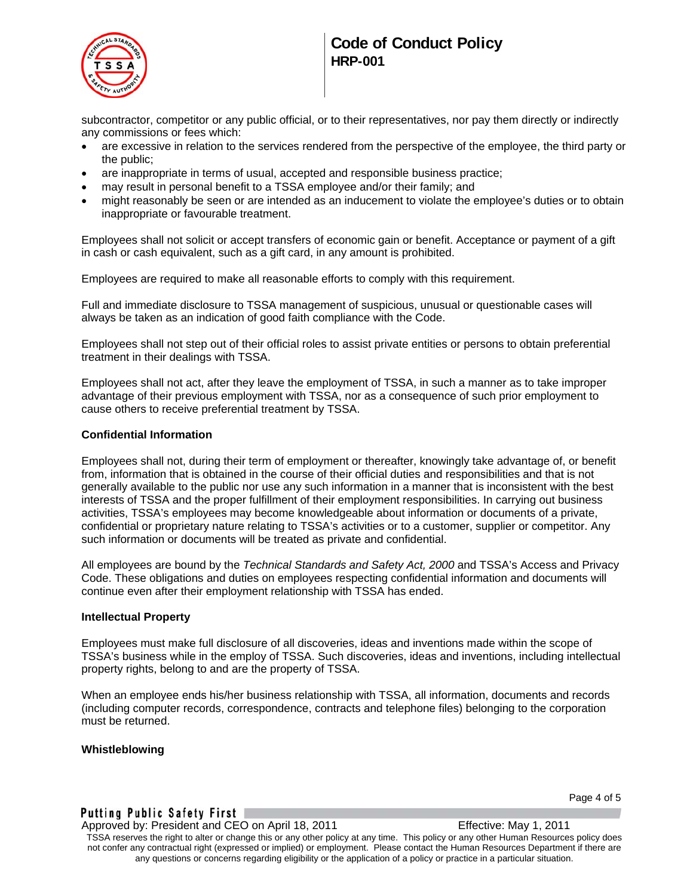subcontractor, competitor or any public official, or to their representatives, nor pay them directly or indirectly any commissions or fees which:

- are excessive in relation to the services rendered from the perspective of the employee, the third party or the public;
- are inappropriate in terms of usual, accepted and responsible business practice;
- may result in personal benefit to a TSSA employee and/or their family; and
- might reasonably be seen or are intended as an inducement to violate the employee's duties or to obtain inappropriate or favourable treatment.

Employees shall not solicit or accept transfers of economic gain or benefit. Acceptance or payment of a gift in cash or cash equivalent, such as a gift card, in any amount is prohibited.

Employees are required to make all reasonable efforts to comply with this requirement.

Full and immediate disclosure to TSSA management of suspicious, unusual or questionable cases will always be taken as an indication of good faith compliance with the Code.

Employees shall not step out of their official roles to assist private entities or persons to obtain preferential treatment in their dealings with TSSA.

Employees shall not act, after they leave the employment of TSSA, in such a manner as to take improper advantage of their previous employment with TSSA, nor as a consequence of such prior employment to cause others to receive preferential treatment by TSSA.

**Confidential Information**

Employees shall not, during their term of employment or thereafter, knowingly take advantage of, or benefit from, information that is obtained in the course of their official duties and responsibilities and that is not generally available to the public nor use any such information in a manner that is inconsistent with the best interests of TSSA and the proper fulfillment of their employment responsibilities. In carrying out business activities, TSSA's employees may become knowledgeable about information or documents of a private, confidential or proprietary nature relating to TSSA's activities or to a customer, supplier or competitor. Any such information or documents will be treated as private and confidential.

All employees are bound by the *Technical Standards and Safety Act, 2000* and TSSA's Access and Privacy Code. These obligations and duties on employees respecting confidential information and documents will continue even after their employment relationship with TSSA has ended.

**Intellectual Property**

Employees must make full disclosure of all discoveries, ideas and inventions made within the scope of TSSA's business while in the employ of TSSA. Such discoveries, ideas and inventions, including intellectual property rights, belong to and are the property of TSSA.

When an employee ends his/her business relationship with TSSA, all information, documents and records (including computer records, correspondence, contracts and telephone files) belonging to the corporation must be returned.

**Whistleblowing**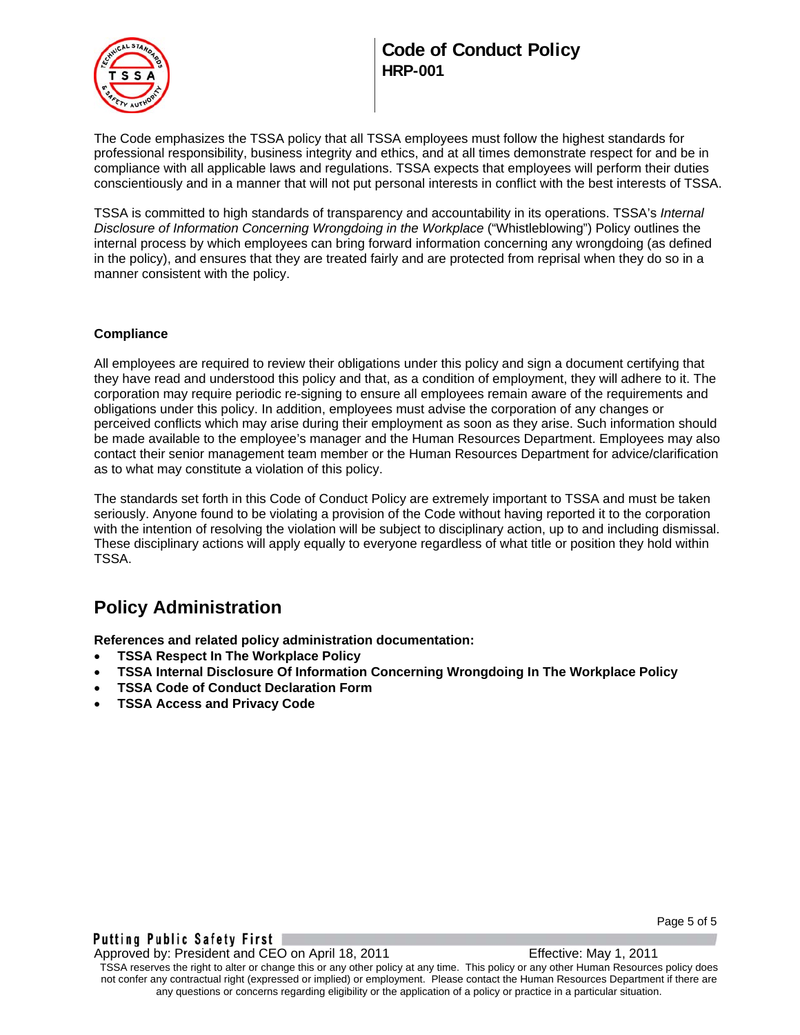The Code emphasizes the TSSA policy that all TSSA employees must follow the highest standards for professional responsibility, business integrity and ethics, and at all times demonstrate respect for and be in compliance with all applicable laws and regulations. TSSA expects that employees will perform their duties conscientiously and in a manner that will not put personal interests in conflict with the best interests of TSSA.

TSSA is committed to high standards of transparency and accountability in its operations. TSSA's *Internal Disclosure of Information Concerning Wrongdoing in the Workplace* ("Whistleblowing") Policy outlines the internal process by which employees can bring forward information concerning any wrongdoing (as defined in the policy), and ensures that they are treated fairly and are protected from reprisal when they do so in a manner consistent with the policy.

**Compliance**

All employees are required to review their obligations under this policy and sign a document certifying that they have read and understood this policy and that, as a condition of employment, they will adhere to it. The corporation may require periodic re-signing to ensure all employees remain aware of the requirements and obligations under this policy. In addition, employees must advise the corporation of any changes or perceived conflicts which may arise during their employment as soon as they arise. Such information should be made available to the employee's manager and the Human Resources Department. Employees may also contact their senior management team member or the Human Resources Department for advice/clarification as to what may constitute a violation of this policy.

The standards set forth in this Code of Conduct Policy are extremely important to TSSA and must be taken seriously. Anyone found to be violating a provision of the Code without having reported it to the corporation with the intention of resolving the violation will be subject to disciplinary action, up to and including dismissal. These disciplinary actions will apply equally to everyone regardless of what title or position they hold within TSSA.

## Policy Administration

**References and related policy administration documentation:**

- **TSSA Respect In The Workplace Policy**
- **TSSA Internal Disclosure Of Information Concerning Wrongdoing In The Workplace Policy**
- **TSSA Code of Conduct Declaration Form**
- **TSSA Access and Privacy Code**